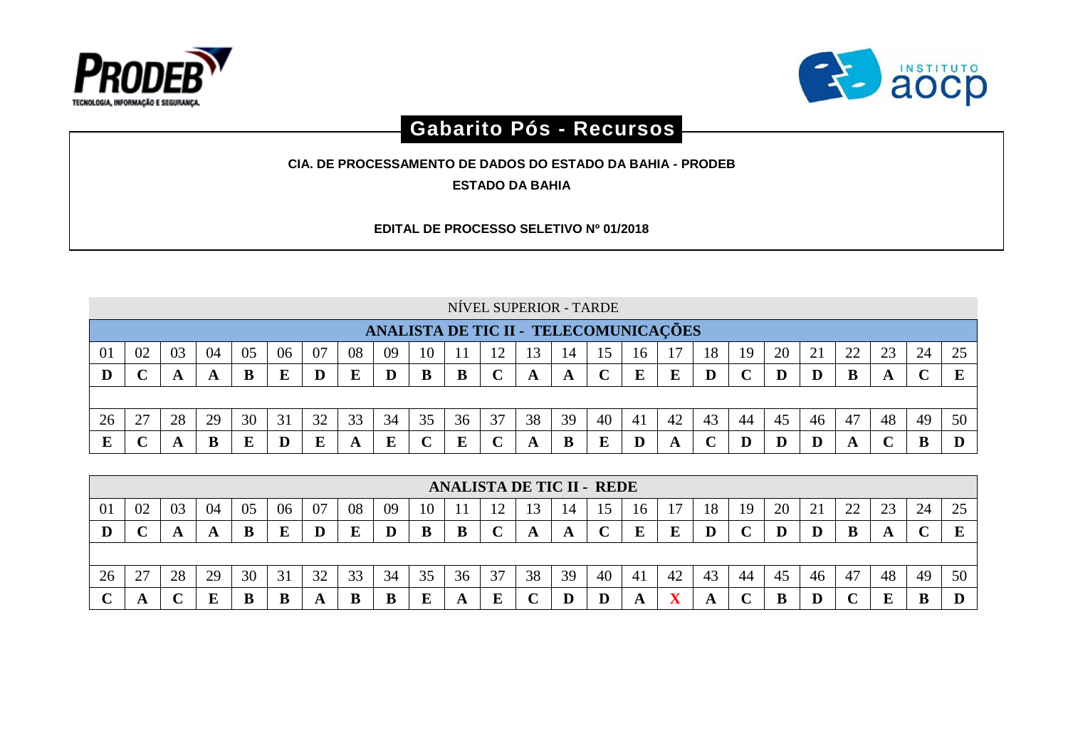# Gabarito Pós - Recursos

**CIA. DE PROCESSAMENTO DE DADOS DO ESTADO DA BAHIA - PRODEB**

**ESTADO DA BAHIA**

**EDITAL DE PROCESSO SELETIVO Nº 01/2018**

NÍVEL SUPERIOR - TARDE

## ANALISTA DE TIC II - TELECOMUNICAÇÕES

| 01 | 02 | 03 | 04 | 05 | 06 | 07 | 08 | 09 | 10 | 11 | 12 | 13 | 14 | 15 | 16 | 17 | 18 | 19 | 20 | 21 | 22 | 23 | 24 | 25 |
|---|---|---|---|---|---|---|---|---|---|---|---|---|---|---|---|---|---|---|---|---|---|---|---|---|
| **D** | **C** | **A** | **A** | **B** | **E** | **D** | **E** | **D** | **B** | **B** | **C** | **A** | **A** | **C** | **E** | **E** | **D** | **C** | **D** | **D** | **B** | **A** | **C** | **E** |

| 26 | 27 | 28 | 29 | 30 | 31 | 32 | 33 | 34 | 35 | 36 | 37 | 38 | 39 | 40 | 41 | 42 | 43 | 44 | 45 | 46 | 47 | 48 | 49 | 50 |
|---|---|---|---|---|---|---|---|---|---|---|---|---|---|---|---|---|---|---|---|---|---|---|---|---|
| **E** | **C** | **A** | **B** | **E** | **D** | **E** | **A** | **E** | **C** | **E** | **C** | **A** | **B** | **E** | **D** | **A** | **C** | **D** | **D** | **D** | **A** | **C** | **B** | **D** |

## ANALISTA DE TIC II - REDE

| 01 | 02 | 03 | 04 | 05 | 06 | 07 | 08 | 09 | 10 | 11 | 12 | 13 | 14 | 15 | 16 | 17 | 18 | 19 | 20 | 21 | 22 | 23 | 24 | 25 |
|---|---|---|---|---|---|---|---|---|---|---|---|---|---|---|---|---|---|---|---|---|---|---|---|---|
| **D** | **C** | **A** | **A** | **B** | **E** | **D** | **E** | **D** | **B** | **B** | **C** | **A** | **A** | **C** | **E** | **E** | **D** | **C** | **D** | **D** | **B** | **A** | **C** | **E** |

| 26 | 27 | 28 | 29 | 30 | 31 | 32 | 33 | 34 | 35 | 36 | 37 | 38 | 39 | 40 | 41 | 42 | 43 | 44 | 45 | 46 | 47 | 48 | 49 | 50 |
|---|---|---|---|---|---|---|---|---|---|---|---|---|---|---|---|---|---|---|---|---|---|---|---|---|
| **C** | **A** | **C** | **E** | **B** | **B** | **A** | **B** | **B** | **E** | **A** | **E** | **C** | **D** | **D** | **A** | **X** | **A** | **C** | **B** | **D** | **C** | **E** | **B** | **D** |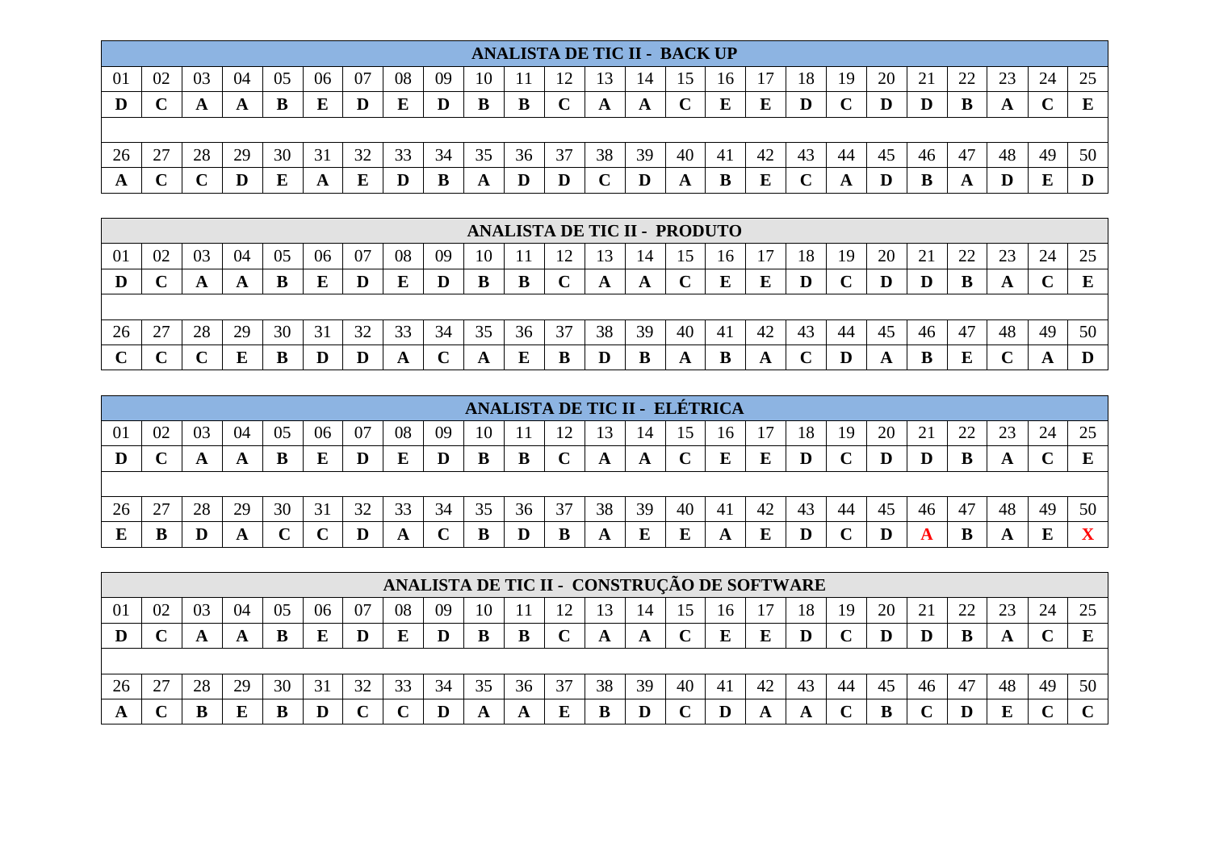## ANALISTA DE TIC II - BACK UP

| 01 | 02 | 03 | 04 | 05 | 06 | 07 | 08 | 09 | 10 | 11 | 12 | 13 | 14 | 15 | 16 | 17 | 18 | 19 | 20 | 21 | 22 | 23 | 24 | 25 |
|---|---|---|---|---|---|---|---|---|---|---|---|---|---|---|---|---|---|---|---|---|---|---|---|---|
| **D** | **C** | **A** | **A** | **B** | **E** | **D** | **E** | **D** | **B** | **B** | **C** | **A** | **A** | **C** | **E** | **E** | **D** | **C** | **D** | **D** | **B** | **A** | **C** | **E** |

| 26 | 27 | 28 | 29 | 30 | 31 | 32 | 33 | 34 | 35 | 36 | 37 | 38 | 39 | 40 | 41 | 42 | 43 | 44 | 45 | 46 | 47 | 48 | 49 | 50 |
|---|---|---|---|---|---|---|---|---|---|---|---|---|---|---|---|---|---|---|---|---|---|---|---|---|
| **A** | **C** | **C** | **D** | **E** | **A** | **E** | **D** | **B** | **A** | **D** | **D** | **C** | **D** | **A** | **B** | **E** | **C** | **A** | **D** | **B** | **A** | **D** | **E** | **D** |

## ANALISTA DE TIC II - PRODUTO

| 01 | 02 | 03 | 04 | 05 | 06 | 07 | 08 | 09 | 10 | 11 | 12 | 13 | 14 | 15 | 16 | 17 | 18 | 19 | 20 | 21 | 22 | 23 | 24 | 25 |
|---|---|---|---|---|---|---|---|---|---|---|---|---|---|---|---|---|---|---|---|---|---|---|---|---|
| **D** | **C** | **A** | **A** | **B** | **E** | **D** | **E** | **D** | **B** | **B** | **C** | **A** | **A** | **C** | **E** | **E** | **D** | **C** | **D** | **D** | **B** | **A** | **C** | **E** |

| 26 | 27 | 28 | 29 | 30 | 31 | 32 | 33 | 34 | 35 | 36 | 37 | 38 | 39 | 40 | 41 | 42 | 43 | 44 | 45 | 46 | 47 | 48 | 49 | 50 |
|---|---|---|---|---|---|---|---|---|---|---|---|---|---|---|---|---|---|---|---|---|---|---|---|---|
| **C** | **C** | **C** | **E** | **B** | **D** | **D** | **A** | **C** | **A** | **E** | **B** | **D** | **B** | **A** | **B** | **A** | **C** | **D** | **A** | **B** | **E** | **C** | **A** | **D** |

## ANALISTA DE TIC II - ELÉTRICA

| 01 | 02 | 03 | 04 | 05 | 06 | 07 | 08 | 09 | 10 | 11 | 12 | 13 | 14 | 15 | 16 | 17 | 18 | 19 | 20 | 21 | 22 | 23 | 24 | 25 |
|---|---|---|---|---|---|---|---|---|---|---|---|---|---|---|---|---|---|---|---|---|---|---|---|---|
| **D** | **C** | **A** | **A** | **B** | **E** | **D** | **E** | **D** | **B** | **B** | **C** | **A** | **A** | **C** | **E** | **E** | **D** | **C** | **D** | **D** | **B** | **A** | **C** | **E** |

| 26 | 27 | 28 | 29 | 30 | 31 | 32 | 33 | 34 | 35 | 36 | 37 | 38 | 39 | 40 | 41 | 42 | 43 | 44 | 45 | 46 | 47 | 48 | 49 | 50 |
|---|---|---|---|---|---|---|---|---|---|---|---|---|---|---|---|---|---|---|---|---|---|---|---|---|
| **E** | **B** | **D** | **A** | **C** | **C** | **D** | **A** | **C** | **B** | **D** | **B** | **A** | **E** | **E** | **A** | **E** | **D** | **C** | **D** | **A** | **B** | **A** | **E** | **X** |

## ANALISTA DE TIC II - CONSTRUÇÃO DE SOFTWARE

| 01 | 02 | 03 | 04 | 05 | 06 | 07 | 08 | 09 | 10 | 11 | 12 | 13 | 14 | 15 | 16 | 17 | 18 | 19 | 20 | 21 | 22 | 23 | 24 | 25 |
|---|---|---|---|---|---|---|---|---|---|---|---|---|---|---|---|---|---|---|---|---|---|---|---|---|
| **D** | **C** | **A** | **A** | **B** | **E** | **D** | **E** | **D** | **B** | **B** | **C** | **A** | **A** | **C** | **E** | **E** | **D** | **C** | **D** | **D** | **B** | **A** | **C** | **E** |

| 26 | 27 | 28 | 29 | 30 | 31 | 32 | 33 | 34 | 35 | 36 | 37 | 38 | 39 | 40 | 41 | 42 | 43 | 44 | 45 | 46 | 47 | 48 | 49 | 50 |
|---|---|---|---|---|---|---|---|---|---|---|---|---|---|---|---|---|---|---|---|---|---|---|---|---|
| **A** | **C** | **B** | **E** | **B** | **D** | **C** | **C** | **D** | **A** | **A** | **E** | **B** | **D** | **C** | **D** | **A** | **A** | **C** | **B** | **C** | **D** | **E** | **C** | **C** |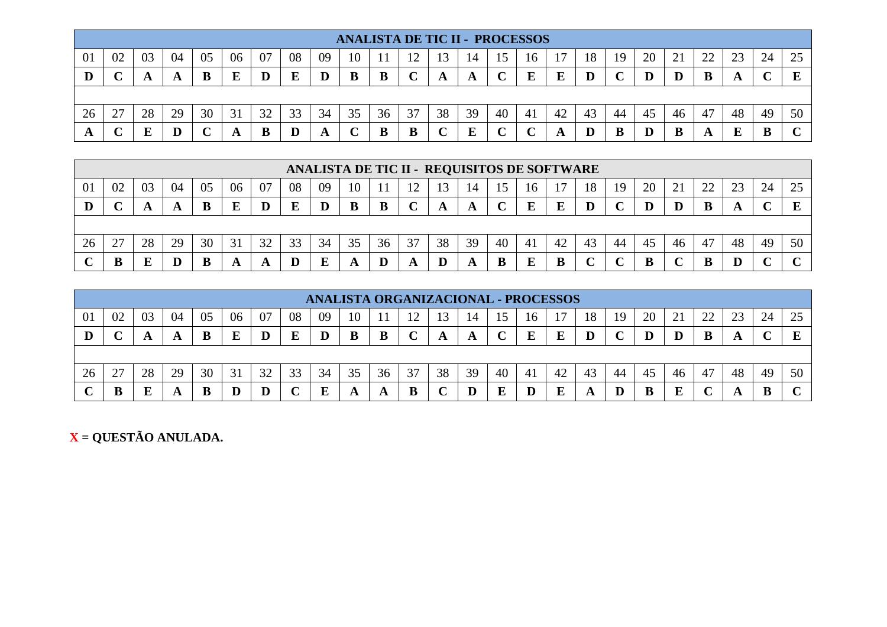| ANALISTA DE TIC II - PROCESSOS | | | | | | | | | | | | | | | | | | | | | | | | |
|---|---|---|---|---|---|---|---|---|---|---|---|---|---|---|---|---|---|---|---|---|---|---|---|---|
| 01 | 02 | 03 | 04 | 05 | 06 | 07 | 08 | 09 | 10 | 11 | 12 | 13 | 14 | 15 | 16 | 17 | 18 | 19 | 20 | 21 | 22 | 23 | 24 | 25 |
| **D** | **C** | **A** | **A** | **B** | **E** | **D** | **E** | **D** | **B** | **B** | **C** | **A** | **A** | **C** | **E** | **E** | **D** | **C** | **D** | **D** | **B** | **A** | **C** | **E** |
| 26 | 27 | 28 | 29 | 30 | 31 | 32 | 33 | 34 | 35 | 36 | 37 | 38 | 39 | 40 | 41 | 42 | 43 | 44 | 45 | 46 | 47 | 48 | 49 | 50 |
| **A** | **C** | **E** | **D** | **C** | **A** | **B** | **D** | **A** | **C** | **B** | **B** | **C** | **E** | **C** | **C** | **A** | **D** | **B** | **D** | **B** | **A** | **E** | **B** | **C** |

| ANALISTA DE TIC II - REQUISITOS DE SOFTWARE | | | | | | | | | | | | | | | | | | | | | | | | |
|---|---|---|---|---|---|---|---|---|---|---|---|---|---|---|---|---|---|---|---|---|---|---|---|---|
| 01 | 02 | 03 | 04 | 05 | 06 | 07 | 08 | 09 | 10 | 11 | 12 | 13 | 14 | 15 | 16 | 17 | 18 | 19 | 20 | 21 | 22 | 23 | 24 | 25 |
| **D** | **C** | **A** | **A** | **B** | **E** | **D** | **E** | **D** | **B** | **B** | **C** | **A** | **A** | **C** | **E** | **E** | **D** | **C** | **D** | **D** | **B** | **A** | **C** | **E** |
| 26 | 27 | 28 | 29 | 30 | 31 | 32 | 33 | 34 | 35 | 36 | 37 | 38 | 39 | 40 | 41 | 42 | 43 | 44 | 45 | 46 | 47 | 48 | 49 | 50 |
| **C** | **B** | **E** | **D** | **B** | **A** | **A** | **D** | **E** | **A** | **D** | **A** | **D** | **A** | **B** | **E** | **B** | **C** | **C** | **B** | **C** | **B** | **D** | **C** | **C** |

| ANALISTA ORGANIZACIONAL - PROCESSOS | | | | | | | | | | | | | | | | | | | | | | | | |
|---|---|---|---|---|---|---|---|---|---|---|---|---|---|---|---|---|---|---|---|---|---|---|---|---|
| 01 | 02 | 03 | 04 | 05 | 06 | 07 | 08 | 09 | 10 | 11 | 12 | 13 | 14 | 15 | 16 | 17 | 18 | 19 | 20 | 21 | 22 | 23 | 24 | 25 |
| **D** | **C** | **A** | **A** | **B** | **E** | **D** | **E** | **D** | **B** | **B** | **C** | **A** | **A** | **C** | **E** | **E** | **D** | **C** | **D** | **D** | **B** | **A** | **C** | **E** |
| 26 | 27 | 28 | 29 | 30 | 31 | 32 | 33 | 34 | 35 | 36 | 37 | 38 | 39 | 40 | 41 | 42 | 43 | 44 | 45 | 46 | 47 | 48 | 49 | 50 |
| **C** | **B** | **E** | **A** | **B** | **D** | **D** | **C** | **E** | **A** | **A** | **B** | **C** | **D** | **E** | **D** | **E** | **A** | **D** | **B** | **E** | **C** | **A** | **B** | **C** |

**X = QUESTÃO ANULADA.**